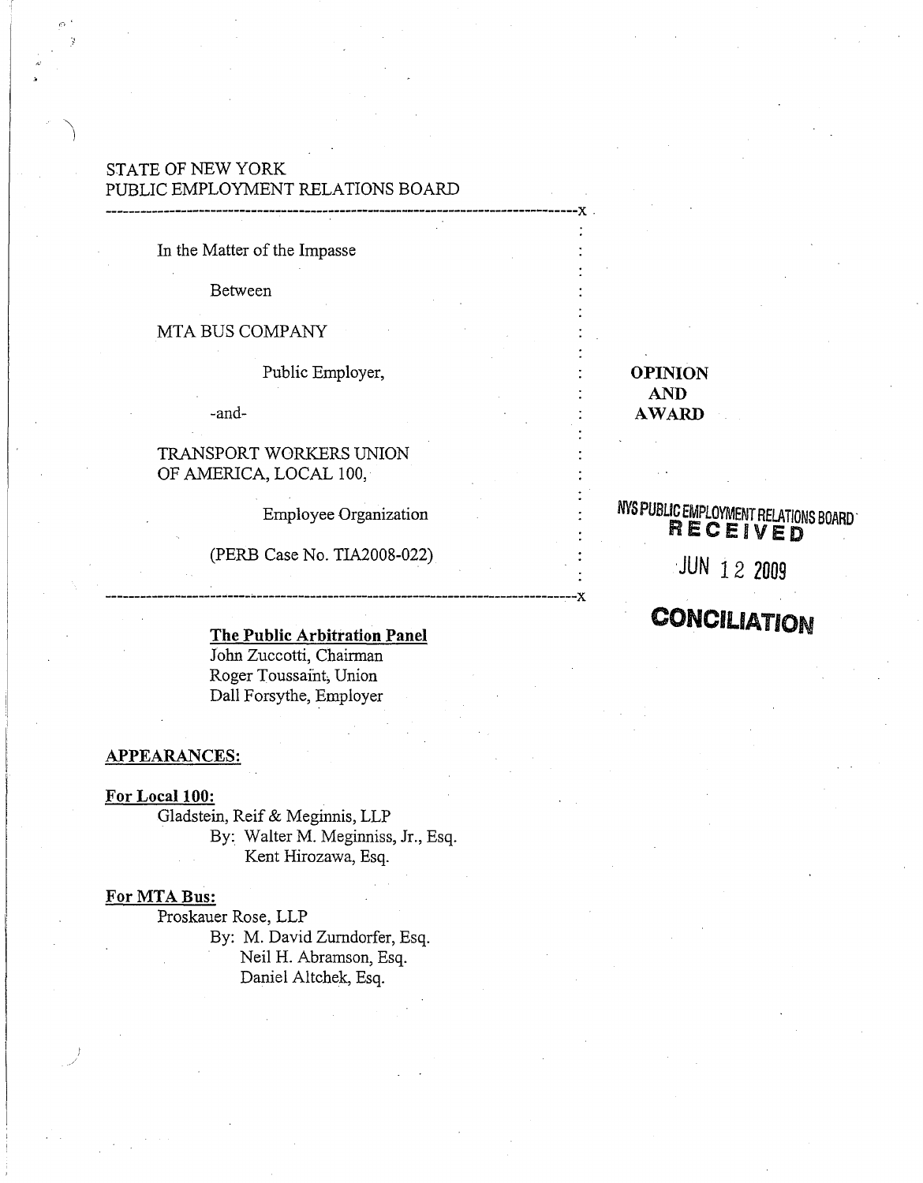STATE OF NEW YORK
PUBLIC EMPLOYMENT RELATIONS BOARD

In the Matter of the Impasse

Between

MTA BUS COMPANY

Public Employer,

-and-

TRANSPORT WORKERS UNION OF AMERICA, LOCAL 100,

Employee Organization

(PERB Case No. TIA2008-022)

**OPINION AND AWARD**

NYS PUBLIC EMPLOYMENT RELATIONS BOARD
RECEIVED
JUN 12 2009
CONCILIATION

**The Public Arbitration Panel**

John Zuccotti, Chairman
Roger Toussaint, Union
Dall Forsythe, Employer

**APPEARANCES:**

**For Local 100:**

Gladstein, Reif & Meginnis, LLP
By: Walter M. Meginniss, Jr., Esq.
Kent Hirozawa, Esq.

**For MTA Bus:**

Proskauer Rose, LLP
By: M. David Zurndorfer, Esq.
Neil H. Abramson, Esq.
Daniel Altchek, Esq.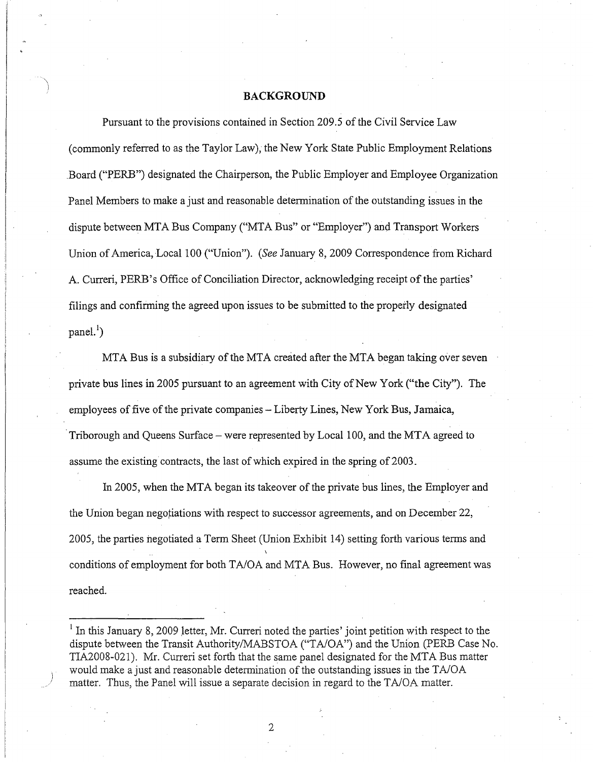## BACKGROUND

Pursuant to the provisions contained in Section 209.5 of the Civil Service Law (commonly referred to as the Taylor Law), the New York State Public Employment Relations Board ("PERB") designated the Chairperson, the Public Employer and Employee Organization Panel Members to make a just and reasonable determination of the outstanding issues in the dispute between MTA Bus Company ("MTA Bus" or "Employer") and Transport Workers Union of America, Local 100 ("Union"). (*See* January 8, 2009 Correspondence from Richard A. Curreri, PERB's Office of Conciliation Director, acknowledging receipt of the parties' filings and confirming the agreed upon issues to be submitted to the properly designated panel.[1])

MTA Bus is a subsidiary of the MTA created after the MTA began taking over seven private bus lines in 2005 pursuant to an agreement with City of New York ("the City"). The employees of five of the private companies – Liberty Lines, New York Bus, Jamaica, Triborough and Queens Surface – were represented by Local 100, and the MTA agreed to assume the existing contracts, the last of which expired in the spring of 2003.

In 2005, when the MTA began its takeover of the private bus lines, the Employer and the Union began negotiations with respect to successor agreements, and on December 22, 2005, the parties negotiated a Term Sheet (Union Exhibit 14) setting forth various terms and conditions of employment for both TA/OA and MTA Bus. However, no final agreement was reached.

---

[1] In this January 8, 2009 letter, Mr. Curreri noted the parties' joint petition with respect to the dispute between the Transit Authority/MABSTOA ("TA/OA") and the Union (PERB Case No. TIA2008-021). Mr. Curreri set forth that the same panel designated for the MTA Bus matter would make a just and reasonable determination of the outstanding issues in the TA/OA matter. Thus, the Panel will issue a separate decision in regard to the TA/OA matter.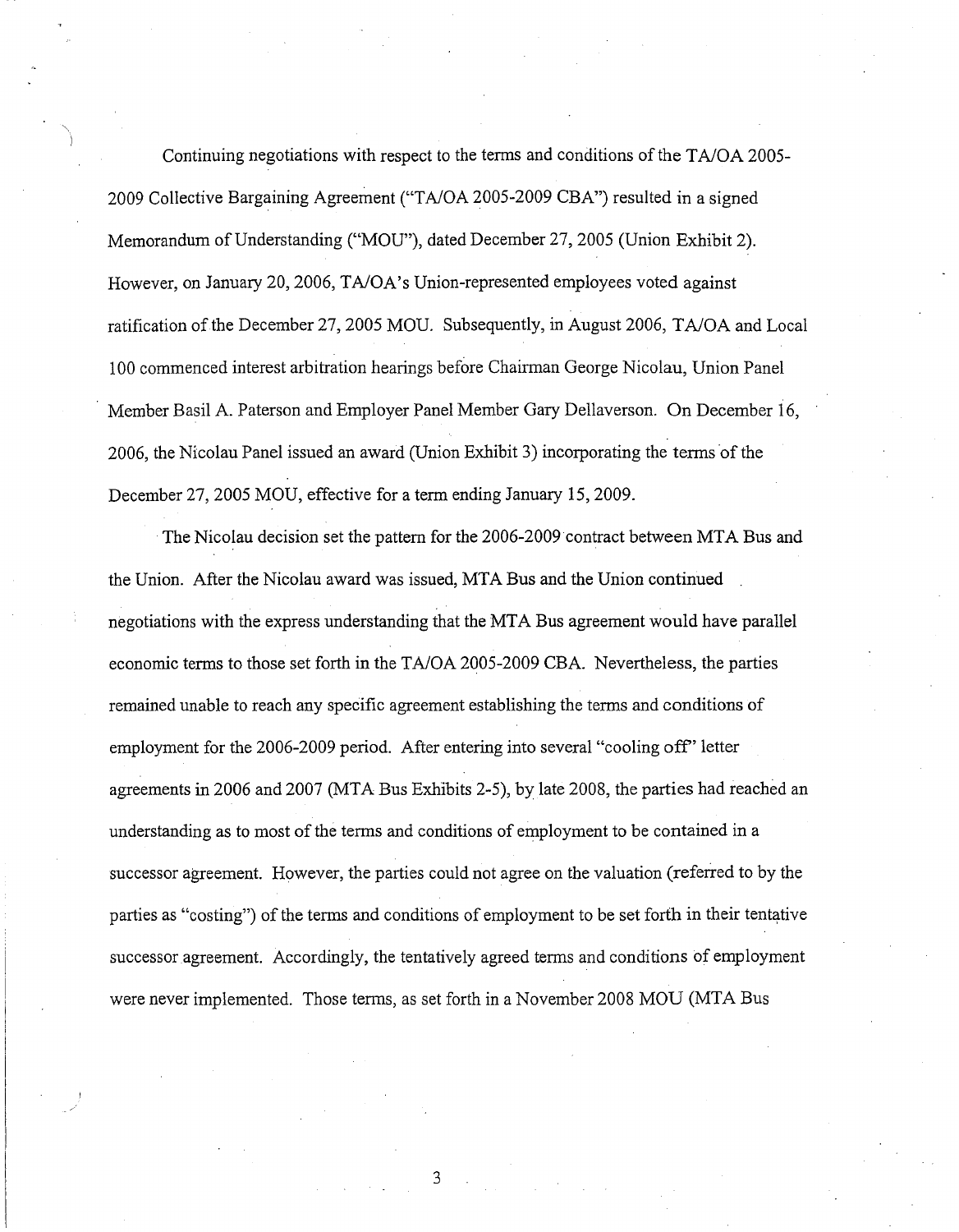Continuing negotiations with respect to the terms and conditions of the TA/OA 2005-2009 Collective Bargaining Agreement ("TA/OA 2005-2009 CBA") resulted in a signed Memorandum of Understanding ("MOU"), dated December 27, 2005 (Union Exhibit 2). However, on January 20, 2006, TA/OA's Union-represented employees voted against ratification of the December 27, 2005 MOU. Subsequently, in August 2006, TA/OA and Local 100 commenced interest arbitration hearings before Chairman George Nicolau, Union Panel Member Basil A. Paterson and Employer Panel Member Gary Dellaverson. On December 16, 2006, the Nicolau Panel issued an award (Union Exhibit 3) incorporating the terms of the December 27, 2005 MOU, effective for a term ending January 15, 2009.

The Nicolau decision set the pattern for the 2006-2009 contract between MTA Bus and the Union. After the Nicolau award was issued, MTA Bus and the Union continued negotiations with the express understanding that the MTA Bus agreement would have parallel economic terms to those set forth in the TA/OA 2005-2009 CBA. Nevertheless, the parties remained unable to reach any specific agreement establishing the terms and conditions of employment for the 2006-2009 period. After entering into several "cooling off" letter agreements in 2006 and 2007 (MTA Bus Exhibits 2-5), by late 2008, the parties had reached an understanding as to most of the terms and conditions of employment to be contained in a successor agreement. However, the parties could not agree on the valuation (referred to by the parties as "costing") of the terms and conditions of employment to be set forth in their tentative successor agreement. Accordingly, the tentatively agreed terms and conditions of employment were never implemented. Those terms, as set forth in a November 2008 MOU (MTA Bus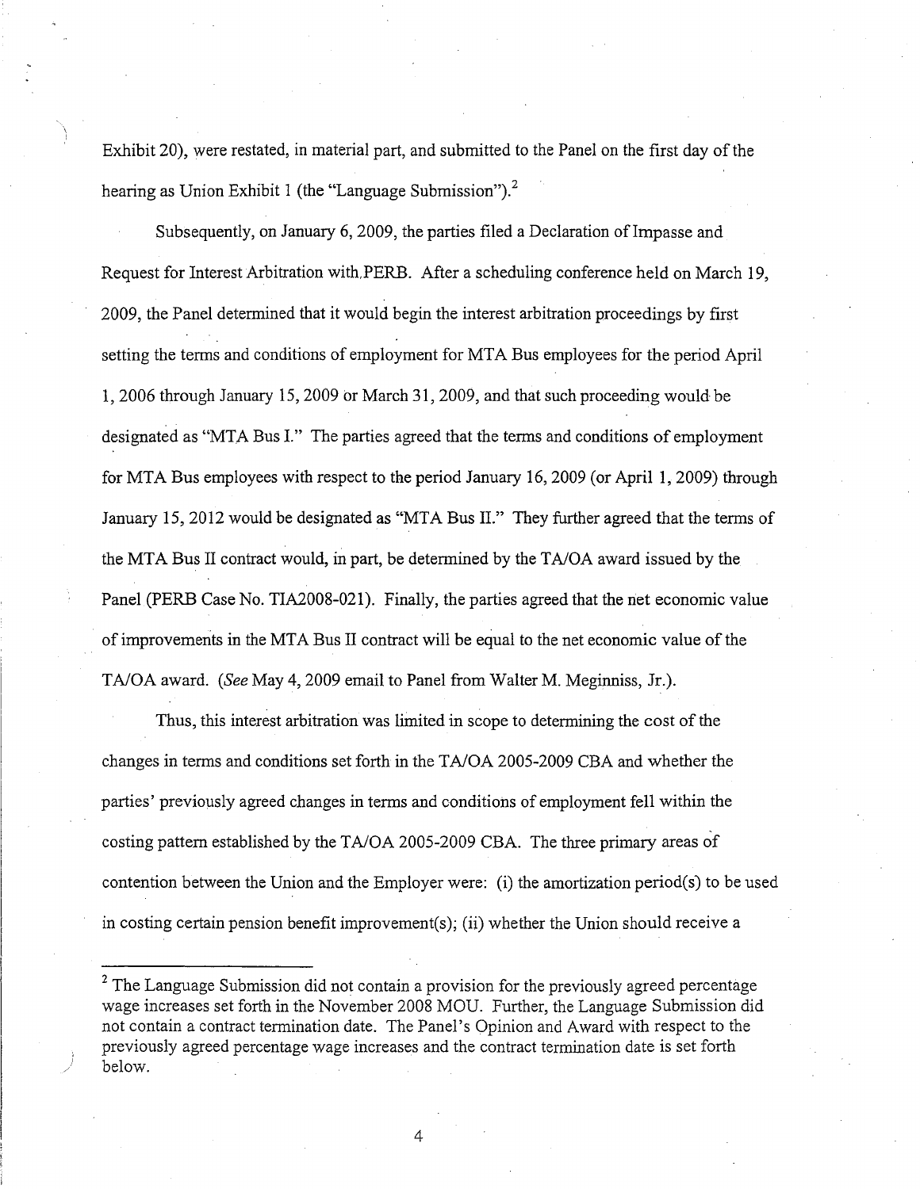Exhibit 20), were restated, in material part, and submitted to the Panel on the first day of the hearing as Union Exhibit 1 (the "Language Submission").[2]

Subsequently, on January 6, 2009, the parties filed a Declaration of Impasse and Request for Interest Arbitration with PERB. After a scheduling conference held on March 19, 2009, the Panel determined that it would begin the interest arbitration proceedings by first setting the terms and conditions of employment for MTA Bus employees for the period April 1, 2006 through January 15, 2009 or March 31, 2009, and that such proceeding would be designated as "MTA Bus I." The parties agreed that the terms and conditions of employment for MTA Bus employees with respect to the period January 16, 2009 (or April 1, 2009) through January 15, 2012 would be designated as "MTA Bus II." They further agreed that the terms of the MTA Bus II contract would, in part, be determined by the TA/OA award issued by the Panel (PERB Case No. TIA2008-021). Finally, the parties agreed that the net economic value of improvements in the MTA Bus II contract will be equal to the net economic value of the TA/OA award. (*See* May 4, 2009 email to Panel from Walter M. Meginniss, Jr.).

Thus, this interest arbitration was limited in scope to determining the cost of the changes in terms and conditions set forth in the TA/OA 2005-2009 CBA and whether the parties' previously agreed changes in terms and conditions of employment fell within the costing pattern established by the TA/OA 2005-2009 CBA. The three primary areas of contention between the Union and the Employer were: (i) the amortization period(s) to be used in costing certain pension benefit improvement(s); (ii) whether the Union should receive a

---

[2] The Language Submission did not contain a provision for the previously agreed percentage wage increases set forth in the November 2008 MOU. Further, the Language Submission did not contain a contract termination date. The Panel's Opinion and Award with respect to the previously agreed percentage wage increases and the contract termination date is set forth below.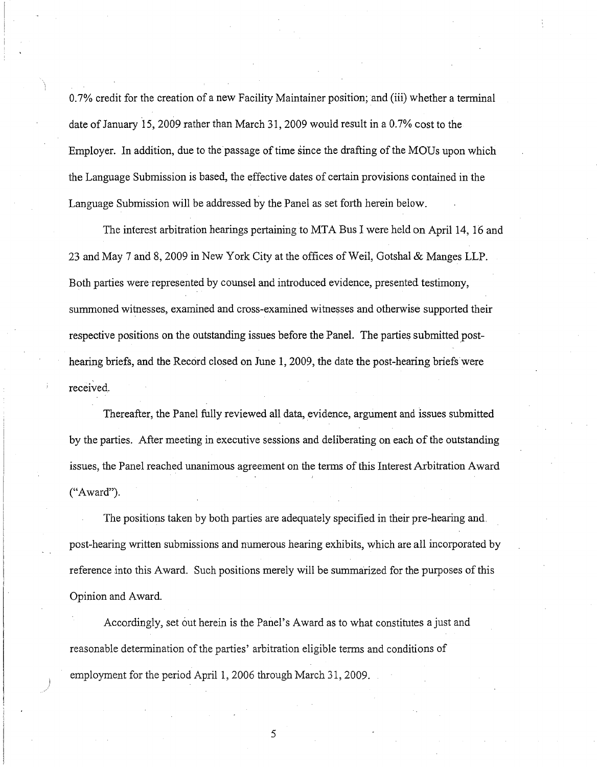0.7% credit for the creation of a new Facility Maintainer position; and (iii) whether a terminal date of January 15, 2009 rather than March 31, 2009 would result in a 0.7% cost to the Employer. In addition, due to the passage of time since the drafting of the MOUs upon which the Language Submission is based, the effective dates of certain provisions contained in the Language Submission will be addressed by the Panel as set forth herein below.

The interest arbitration hearings pertaining to MTA Bus I were held on April 14, 16 and 23 and May 7 and 8, 2009 in New York City at the offices of Weil, Gotshal & Manges LLP. Both parties were represented by counsel and introduced evidence, presented testimony, summoned witnesses, examined and cross-examined witnesses and otherwise supported their respective positions on the outstanding issues before the Panel. The parties submitted post-hearing briefs, and the Record closed on June 1, 2009, the date the post-hearing briefs were received.

Thereafter, the Panel fully reviewed all data, evidence, argument and issues submitted by the parties. After meeting in executive sessions and deliberating on each of the outstanding issues, the Panel reached unanimous agreement on the terms of this Interest Arbitration Award ("Award").

The positions taken by both parties are adequately specified in their pre-hearing and post-hearing written submissions and numerous hearing exhibits, which are all incorporated by reference into this Award. Such positions merely will be summarized for the purposes of this Opinion and Award.

Accordingly, set out herein is the Panel's Award as to what constitutes a just and reasonable determination of the parties' arbitration eligible terms and conditions of employment for the period April 1, 2006 through March 31, 2009.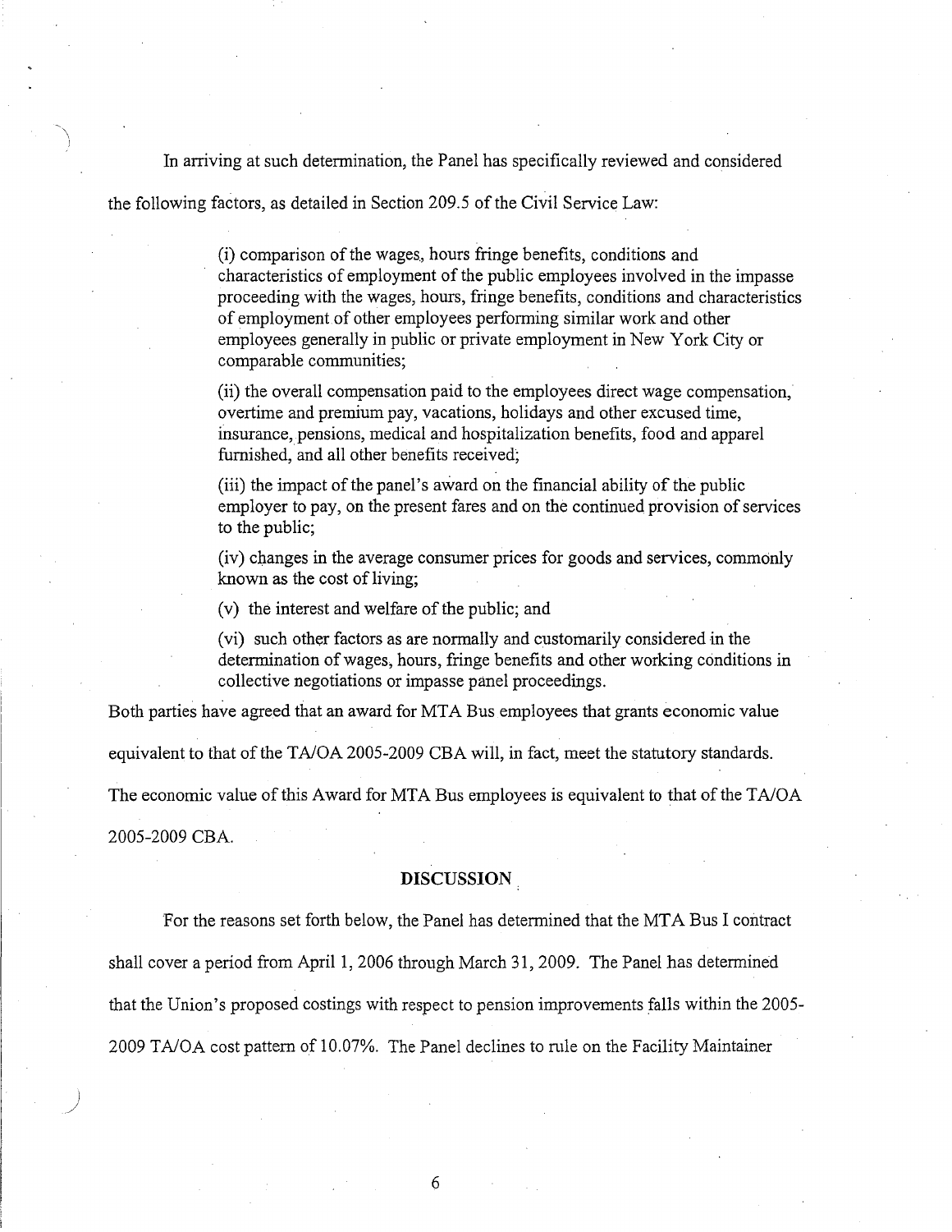In arriving at such determination, the Panel has specifically reviewed and considered the following factors, as detailed in Section 209.5 of the Civil Service Law:

> (i) comparison of the wages, hours fringe benefits, conditions and characteristics of employment of the public employees involved in the impasse proceeding with the wages, hours, fringe benefits, conditions and characteristics of employment of other employees performing similar work and other employees generally in public or private employment in New York City or comparable communities;
>
> (ii) the overall compensation paid to the employees direct wage compensation, overtime and premium pay, vacations, holidays and other excused time, insurance, pensions, medical and hospitalization benefits, food and apparel furnished, and all other benefits received;
>
> (iii) the impact of the panel's award on the financial ability of the public employer to pay, on the present fares and on the continued provision of services to the public;
>
> (iv) changes in the average consumer prices for goods and services, commonly known as the cost of living;
>
> (v) the interest and welfare of the public; and
>
> (vi) such other factors as are normally and customarily considered in the determination of wages, hours, fringe benefits and other working conditions in collective negotiations or impasse panel proceedings.

Both parties have agreed that an award for MTA Bus employees that grants economic value equivalent to that of the TA/OA 2005-2009 CBA will, in fact, meet the statutory standards. The economic value of this Award for MTA Bus employees is equivalent to that of the TA/OA 2005-2009 CBA.

**DISCUSSION**

For the reasons set forth below, the Panel has determined that the MTA Bus I contract shall cover a period from April 1, 2006 through March 31, 2009. The Panel has determined that the Union's proposed costings with respect to pension improvements falls within the 2005-2009 TA/OA cost pattern of 10.07%. The Panel declines to rule on the Facility Maintainer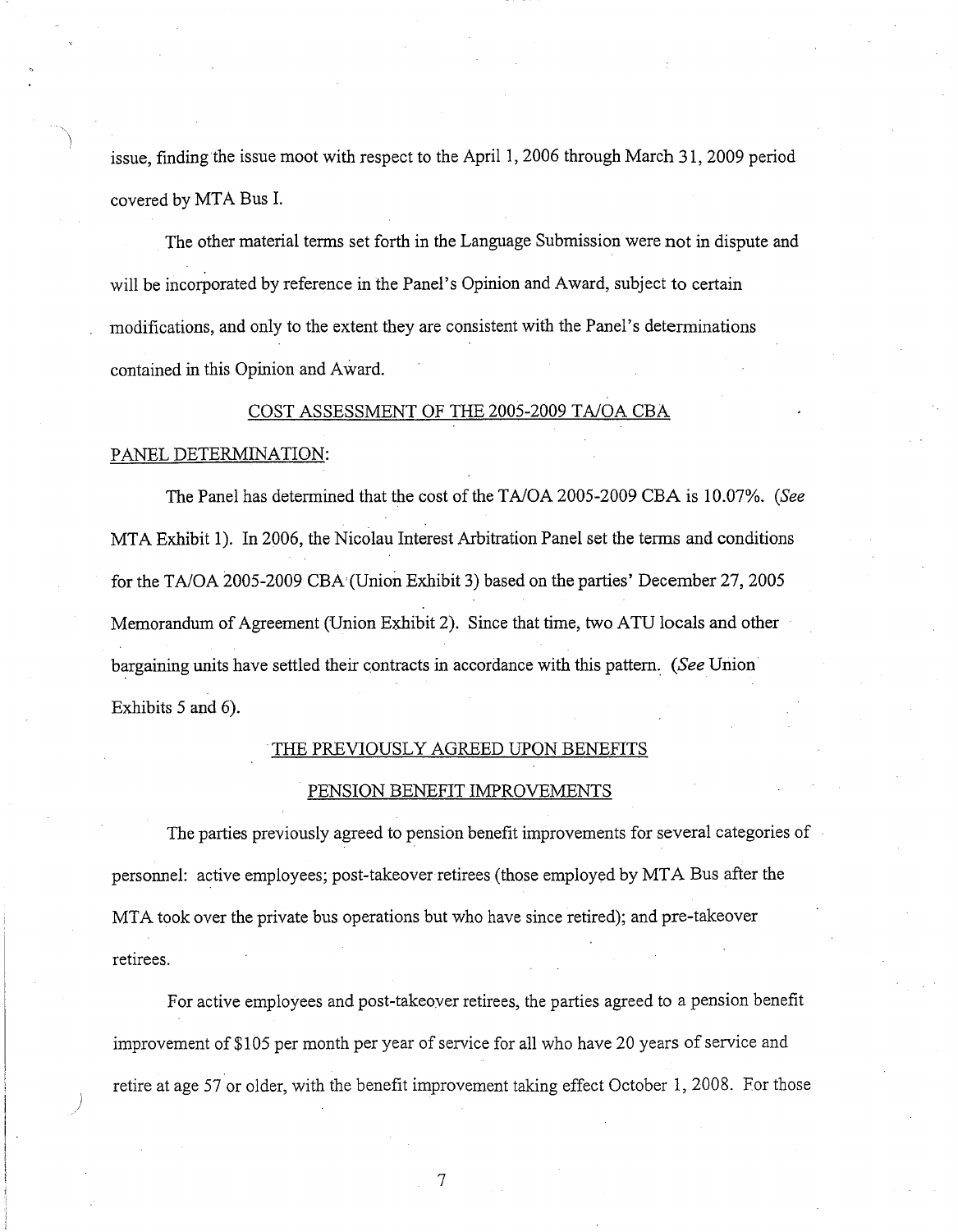issue, finding the issue moot with respect to the April 1, 2006 through March 31, 2009 period covered by MTA Bus I.

The other material terms set forth in the Language Submission were not in dispute and will be incorporated by reference in the Panel's Opinion and Award, subject to certain modifications, and only to the extent they are consistent with the Panel's determinations contained in this Opinion and Award.

## COST ASSESSMENT OF THE 2005-2009 TA/OA CBA

PANEL DETERMINATION:

The Panel has determined that the cost of the TA/OA 2005-2009 CBA is 10.07%. (*See* MTA Exhibit 1). In 2006, the Nicolau Interest Arbitration Panel set the terms and conditions for the TA/OA 2005-2009 CBA (Union Exhibit 3) based on the parties' December 27, 2005 Memorandum of Agreement (Union Exhibit 2). Since that time, two ATU locals and other bargaining units have settled their contracts in accordance with this pattern. (*See* Union Exhibits 5 and 6).

## THE PREVIOUSLY AGREED UPON BENEFITS

### PENSION BENEFIT IMPROVEMENTS

The parties previously agreed to pension benefit improvements for several categories of personnel: active employees; post-takeover retirees (those employed by MTA Bus after the MTA took over the private bus operations but who have since retired); and pre-takeover retirees.

For active employees and post-takeover retirees, the parties agreed to a pension benefit improvement of $105 per month per year of service for all who have 20 years of service and retire at age 57 or older, with the benefit improvement taking effect October 1, 2008. For those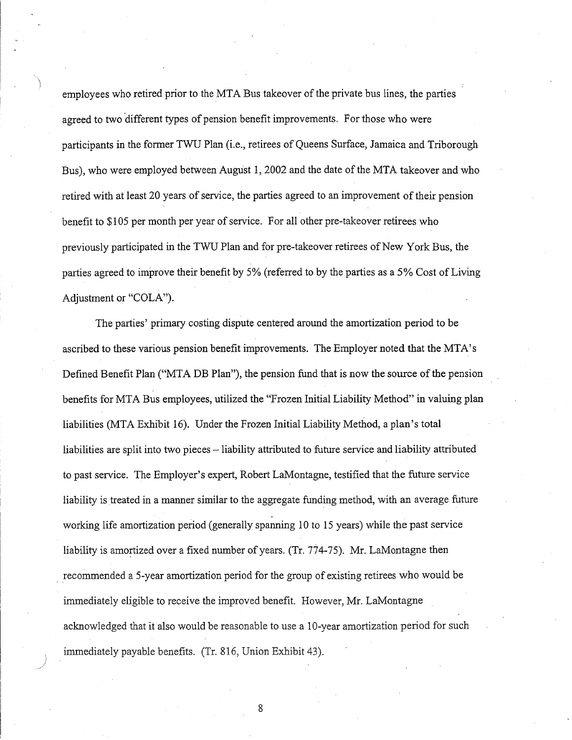employees who retired prior to the MTA Bus takeover of the private bus lines, the parties agreed to two different types of pension benefit improvements. For those who were participants in the former TWU Plan (i.e., retirees of Queens Surface, Jamaica and Triborough Bus), who were employed between August 1, 2002 and the date of the MTA takeover and who retired with at least 20 years of service, the parties agreed to an improvement of their pension benefit to $105 per month per year of service. For all other pre-takeover retirees who previously participated in the TWU Plan and for pre-takeover retirees of New York Bus, the parties agreed to improve their benefit by 5% (referred to by the parties as a 5% Cost of Living Adjustment or "COLA").

The parties' primary costing dispute centered around the amortization period to be ascribed to these various pension benefit improvements. The Employer noted that the MTA's Defined Benefit Plan ("MTA DB Plan"), the pension fund that is now the source of the pension benefits for MTA Bus employees, utilized the "Frozen Initial Liability Method" in valuing plan liabilities (MTA Exhibit 16). Under the Frozen Initial Liability Method, a plan's total liabilities are split into two pieces – liability attributed to future service and liability attributed to past service. The Employer's expert, Robert LaMontagne, testified that the future service liability is treated in a manner similar to the aggregate funding method, with an average future working life amortization period (generally spanning 10 to 15 years) while the past service liability is amortized over a fixed number of years. (Tr. 774-75). Mr. LaMontagne then recommended a 5-year amortization period for the group of existing retirees who would be immediately eligible to receive the improved benefit. However, Mr. LaMontagne acknowledged that it also would be reasonable to use a 10-year amortization period for such immediately payable benefits. (Tr. 816, Union Exhibit 43).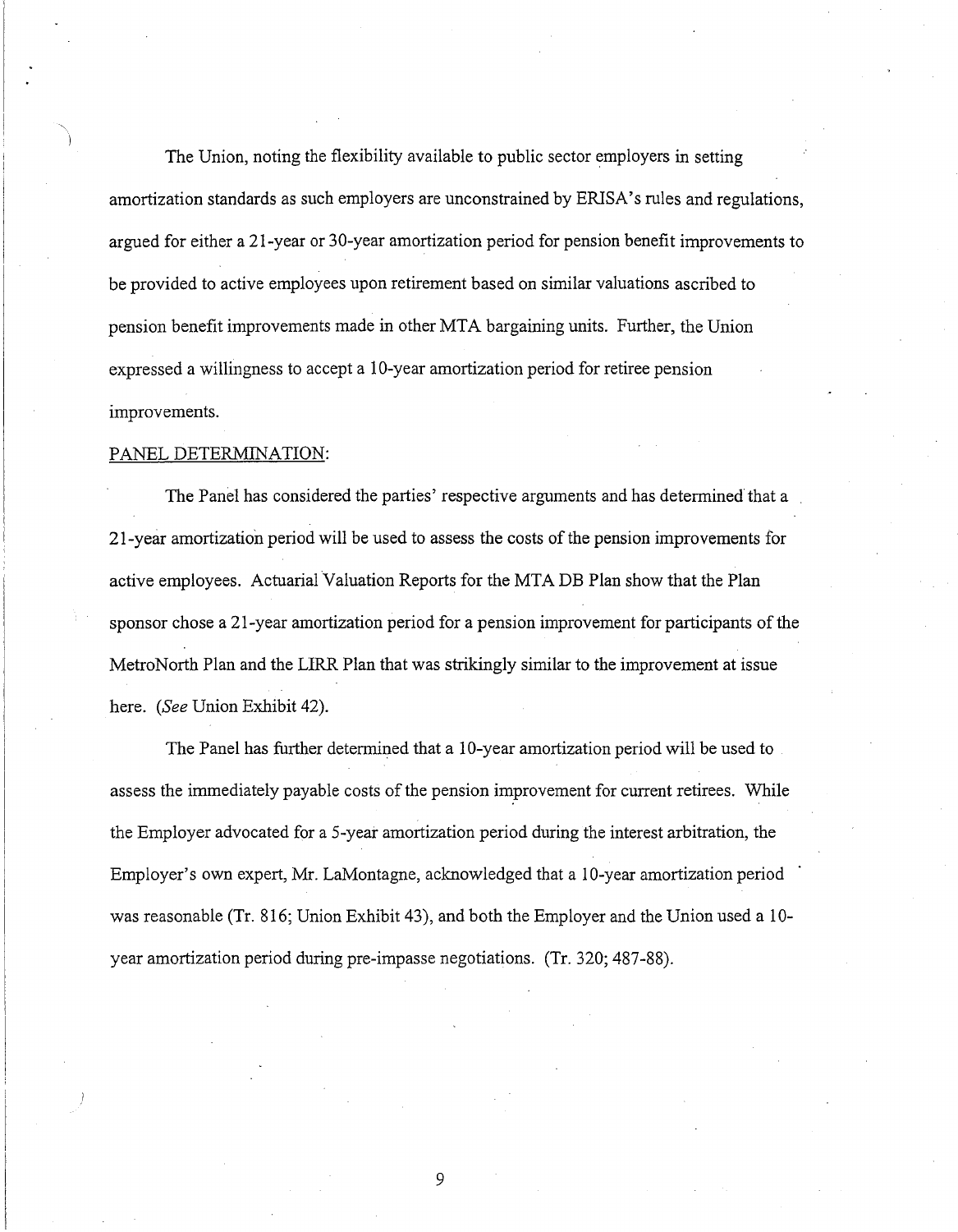The Union, noting the flexibility available to public sector employers in setting amortization standards as such employers are unconstrained by ERISA's rules and regulations, argued for either a 21-year or 30-year amortization period for pension benefit improvements to be provided to active employees upon retirement based on similar valuations ascribed to pension benefit improvements made in other MTA bargaining units. Further, the Union expressed a willingness to accept a 10-year amortization period for retiree pension improvements.

PANEL DETERMINATION:

The Panel has considered the parties' respective arguments and has determined that a 21-year amortization period will be used to assess the costs of the pension improvements for active employees. Actuarial Valuation Reports for the MTA DB Plan show that the Plan sponsor chose a 21-year amortization period for a pension improvement for participants of the MetroNorth Plan and the LIRR Plan that was strikingly similar to the improvement at issue here. (*See* Union Exhibit 42).

The Panel has further determined that a 10-year amortization period will be used to assess the immediately payable costs of the pension improvement for current retirees. While the Employer advocated for a 5-year amortization period during the interest arbitration, the Employer's own expert, Mr. LaMontagne, acknowledged that a 10-year amortization period was reasonable (Tr. 816; Union Exhibit 43), and both the Employer and the Union used a 10-year amortization period during pre-impasse negotiations. (Tr. 320; 487-88).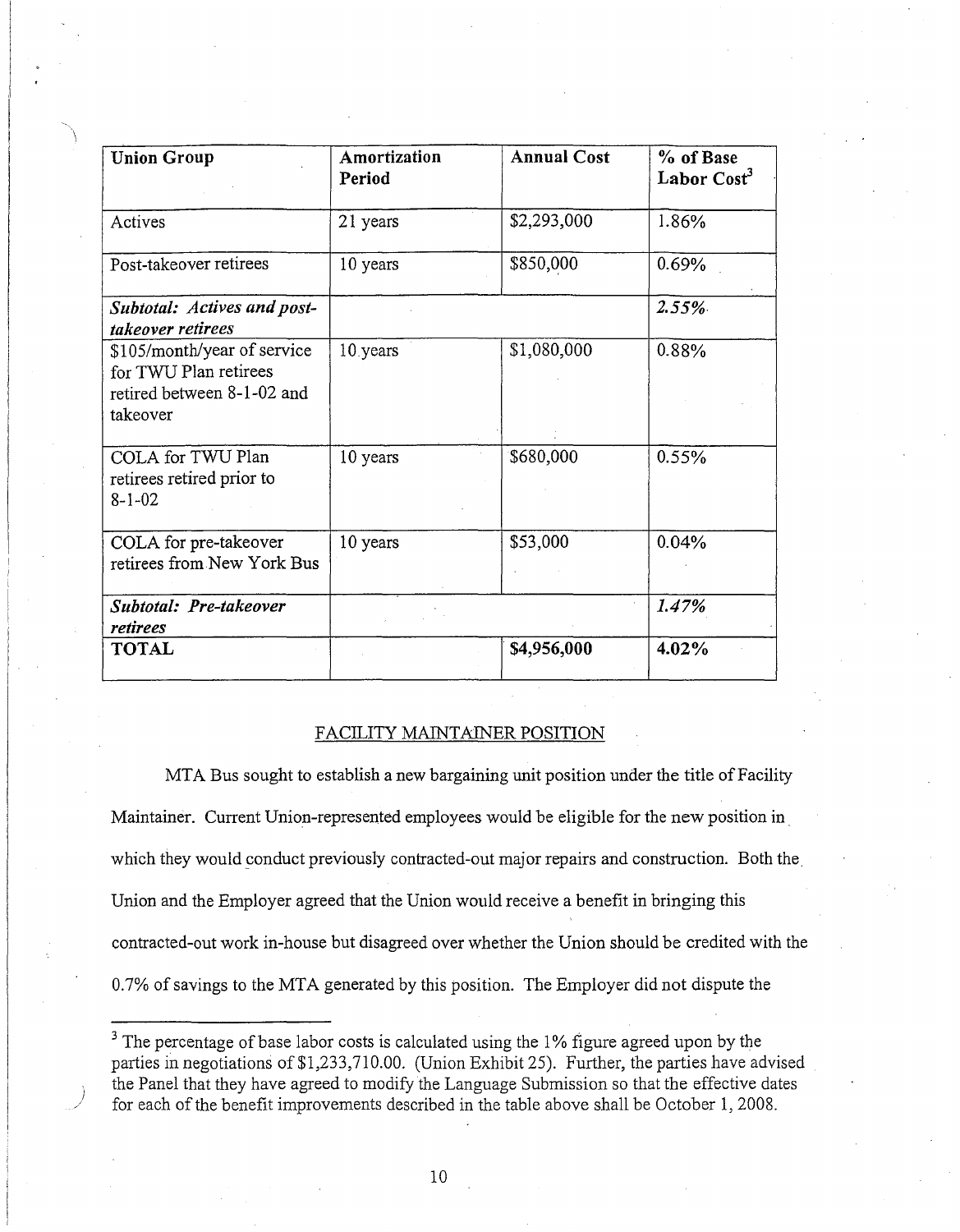| Union Group | Amortization Period | Annual Cost | % of Base Labor Cost[3] |
|---|---|---|---|
| Actives | 21 years | $2,293,000 | 1.86% |
| Post-takeover retirees | 10 years | $850,000 | 0.69% |
| ***Subtotal: Actives and post-takeover retirees*** | | | ***2.55%*** |
| $105/month/year of service for TWU Plan retirees retired between 8-1-02 and takeover | 10 years | $1,080,000 | 0.88% |
| COLA for TWU Plan retirees retired prior to 8-1-02 | 10 years | $680,000 | 0.55% |
| COLA for pre-takeover retirees from New York Bus | 10 years | $53,000 | 0.04% |
| ***Subtotal: Pre-takeover retirees*** | | | ***1.47%*** |
| **TOTAL** | | **$4,956,000** | **4.02%** |

## FACILITY MAINTAINER POSITION

MTA Bus sought to establish a new bargaining unit position under the title of Facility Maintainer. Current Union-represented employees would be eligible for the new position in which they would conduct previously contracted-out major repairs and construction. Both the Union and the Employer agreed that the Union would receive a benefit in bringing this contracted-out work in-house but disagreed over whether the Union should be credited with the 0.7% of savings to the MTA generated by this position. The Employer did not dispute the

[3] The percentage of base labor costs is calculated using the 1% figure agreed upon by the parties in negotiations of $1,233,710.00. (Union Exhibit 25). Further, the parties have advised the Panel that they have agreed to modify the Language Submission so that the effective dates for each of the benefit improvements described in the table above shall be October 1, 2008.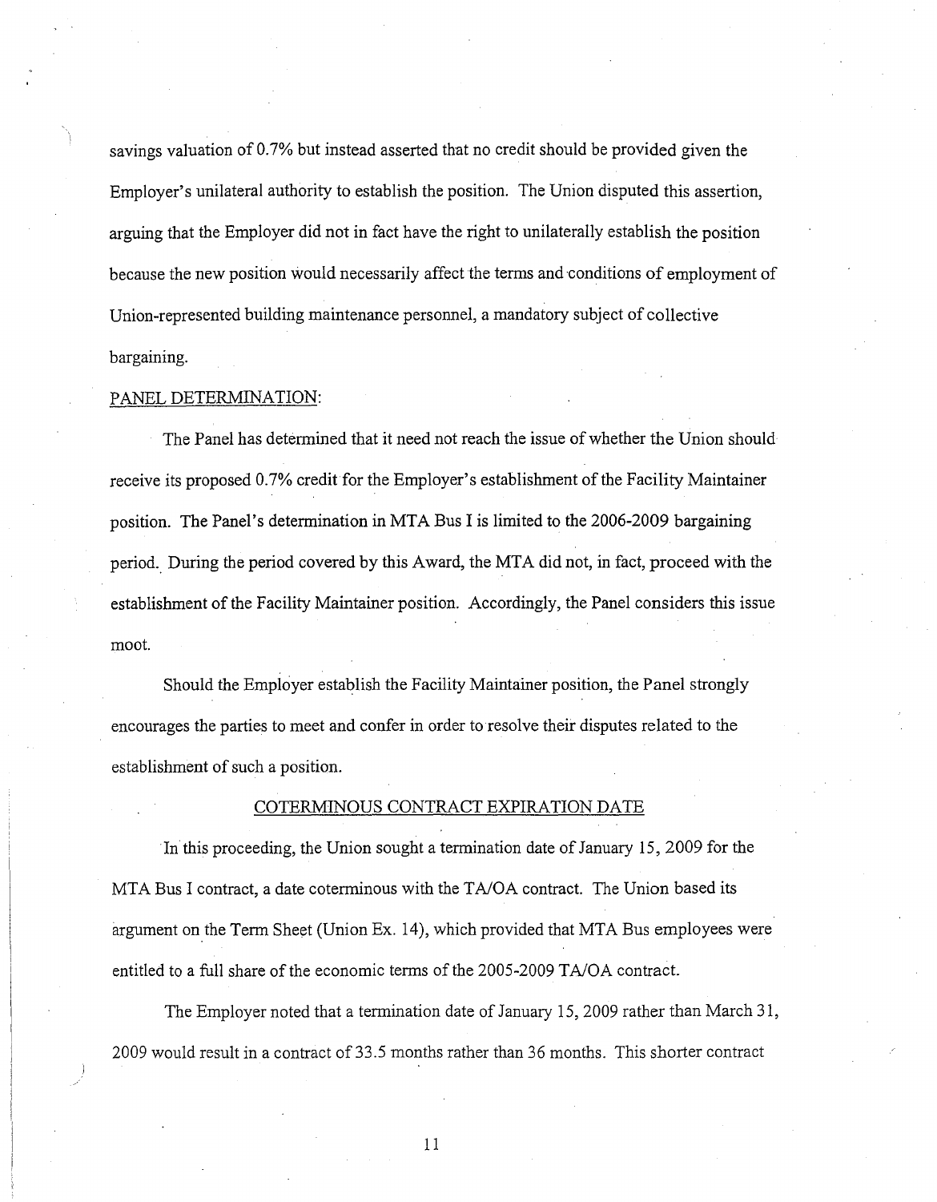savings valuation of 0.7% but instead asserted that no credit should be provided given the Employer's unilateral authority to establish the position. The Union disputed this assertion, arguing that the Employer did not in fact have the right to unilaterally establish the position because the new position would necessarily affect the terms and conditions of employment of Union-represented building maintenance personnel, a mandatory subject of collective bargaining.

PANEL DETERMINATION:

The Panel has determined that it need not reach the issue of whether the Union should receive its proposed 0.7% credit for the Employer's establishment of the Facility Maintainer position. The Panel's determination in MTA Bus I is limited to the 2006-2009 bargaining period. During the period covered by this Award, the MTA did not, in fact, proceed with the establishment of the Facility Maintainer position. Accordingly, the Panel considers this issue moot.

Should the Employer establish the Facility Maintainer position, the Panel strongly encourages the parties to meet and confer in order to resolve their disputes related to the establishment of such a position.

## COTERMINOUS CONTRACT EXPIRATION DATE

In this proceeding, the Union sought a termination date of January 15, 2009 for the MTA Bus I contract, a date coterminous with the TA/OA contract. The Union based its argument on the Term Sheet (Union Ex. 14), which provided that MTA Bus employees were entitled to a full share of the economic terms of the 2005-2009 TA/OA contract.

The Employer noted that a termination date of January 15, 2009 rather than March 31, 2009 would result in a contract of 33.5 months rather than 36 months. This shorter contract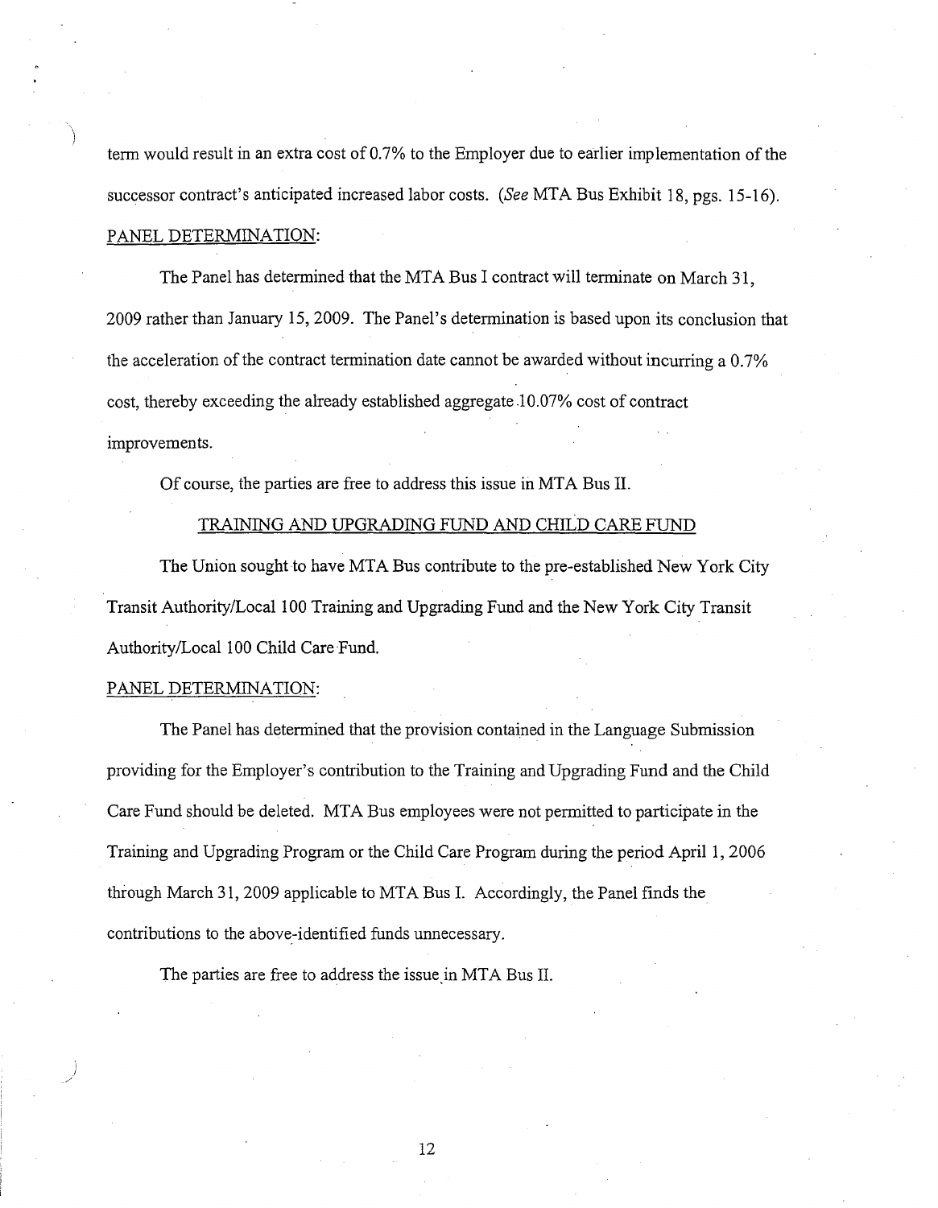term would result in an extra cost of 0.7% to the Employer due to earlier implementation of the successor contract's anticipated increased labor costs. (*See* MTA Bus Exhibit 18, pgs. 15-16).

PANEL DETERMINATION:

The Panel has determined that the MTA Bus I contract will terminate on March 31, 2009 rather than January 15, 2009. The Panel's determination is based upon its conclusion that the acceleration of the contract termination date cannot be awarded without incurring a 0.7% cost, thereby exceeding the already established aggregate 10.07% cost of contract improvements.

Of course, the parties are free to address this issue in MTA Bus II.

TRAINING AND UPGRADING FUND AND CHILD CARE FUND

The Union sought to have MTA Bus contribute to the pre-established New York City Transit Authority/Local 100 Training and Upgrading Fund and the New York City Transit Authority/Local 100 Child Care Fund.

PANEL DETERMINATION:

The Panel has determined that the provision contained in the Language Submission providing for the Employer's contribution to the Training and Upgrading Fund and the Child Care Fund should be deleted. MTA Bus employees were not permitted to participate in the Training and Upgrading Program or the Child Care Program during the period April 1, 2006 through March 31, 2009 applicable to MTA Bus I. Accordingly, the Panel finds the contributions to the above-identified funds unnecessary.

The parties are free to address the issue in MTA Bus II.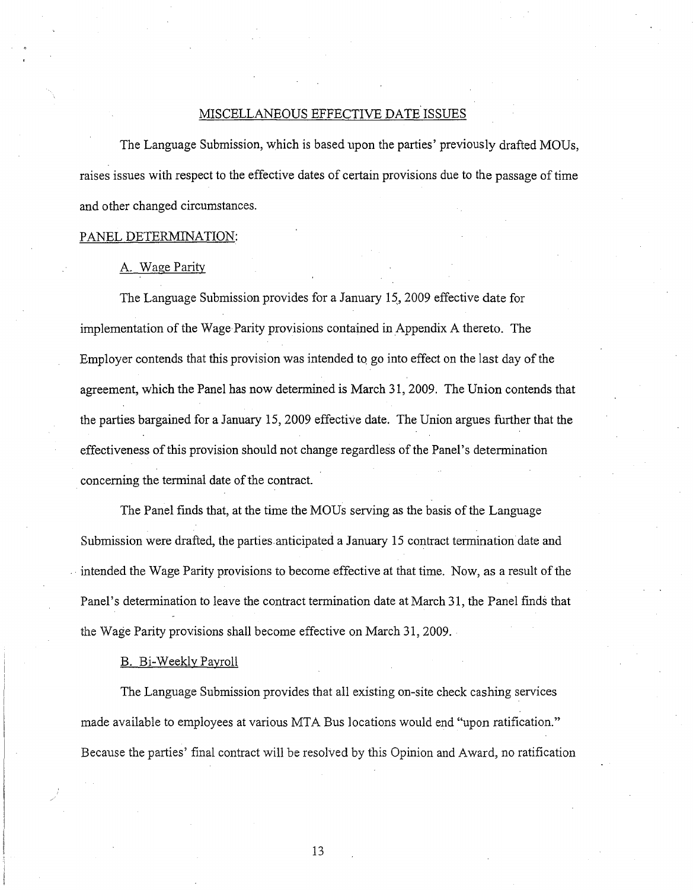## MISCELLANEOUS EFFECTIVE DATE ISSUES

The Language Submission, which is based upon the parties' previously drafted MOUs, raises issues with respect to the effective dates of certain provisions due to the passage of time and other changed circumstances.

PANEL DETERMINATION:

A. Wage Parity

The Language Submission provides for a January 15, 2009 effective date for implementation of the Wage Parity provisions contained in Appendix A thereto. The Employer contends that this provision was intended to go into effect on the last day of the agreement, which the Panel has now determined is March 31, 2009. The Union contends that the parties bargained for a January 15, 2009 effective date. The Union argues further that the effectiveness of this provision should not change regardless of the Panel's determination concerning the terminal date of the contract.

The Panel finds that, at the time the MOUs serving as the basis of the Language Submission were drafted, the parties anticipated a January 15 contract termination date and intended the Wage Parity provisions to become effective at that time. Now, as a result of the Panel's determination to leave the contract termination date at March 31, the Panel finds that the Wage Parity provisions shall become effective on March 31, 2009.

B. Bi-Weekly Payroll

The Language Submission provides that all existing on-site check cashing services made available to employees at various MTA Bus locations would end "upon ratification." Because the parties' final contract will be resolved by this Opinion and Award, no ratification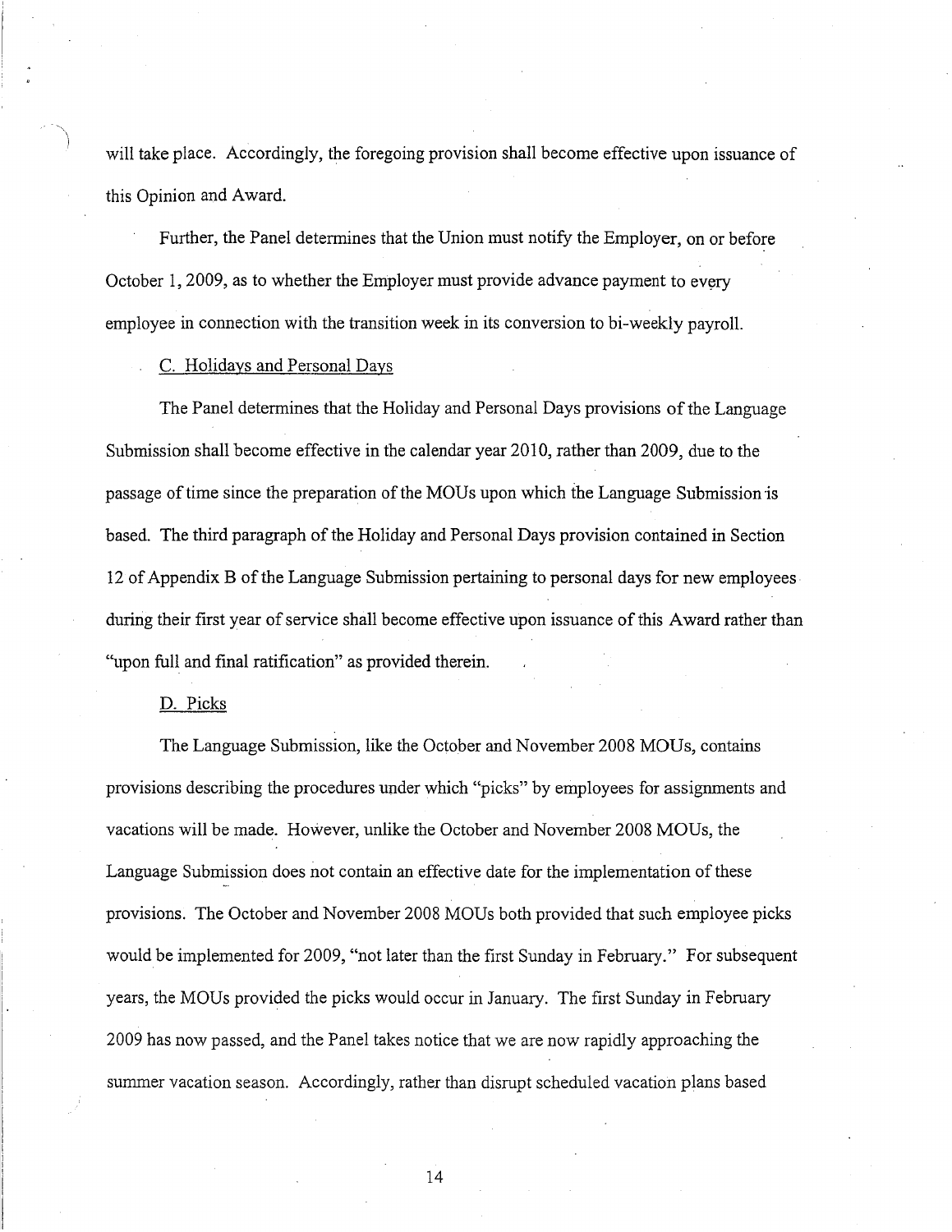will take place. Accordingly, the foregoing provision shall become effective upon issuance of this Opinion and Award.

Further, the Panel determines that the Union must notify the Employer, on or before October 1, 2009, as to whether the Employer must provide advance payment to every employee in connection with the transition week in its conversion to bi-weekly payroll.

C. Holidays and Personal Days

The Panel determines that the Holiday and Personal Days provisions of the Language Submission shall become effective in the calendar year 2010, rather than 2009, due to the passage of time since the preparation of the MOUs upon which the Language Submission is based. The third paragraph of the Holiday and Personal Days provision contained in Section 12 of Appendix B of the Language Submission pertaining to personal days for new employees during their first year of service shall become effective upon issuance of this Award rather than "upon full and final ratification" as provided therein.

D. Picks

The Language Submission, like the October and November 2008 MOUs, contains provisions describing the procedures under which "picks" by employees for assignments and vacations will be made. However, unlike the October and November 2008 MOUs, the Language Submission does not contain an effective date for the implementation of these provisions. The October and November 2008 MOUs both provided that such employee picks would be implemented for 2009, "not later than the first Sunday in February." For subsequent years, the MOUs provided the picks would occur in January. The first Sunday in February 2009 has now passed, and the Panel takes notice that we are now rapidly approaching the summer vacation season. Accordingly, rather than disrupt scheduled vacation plans based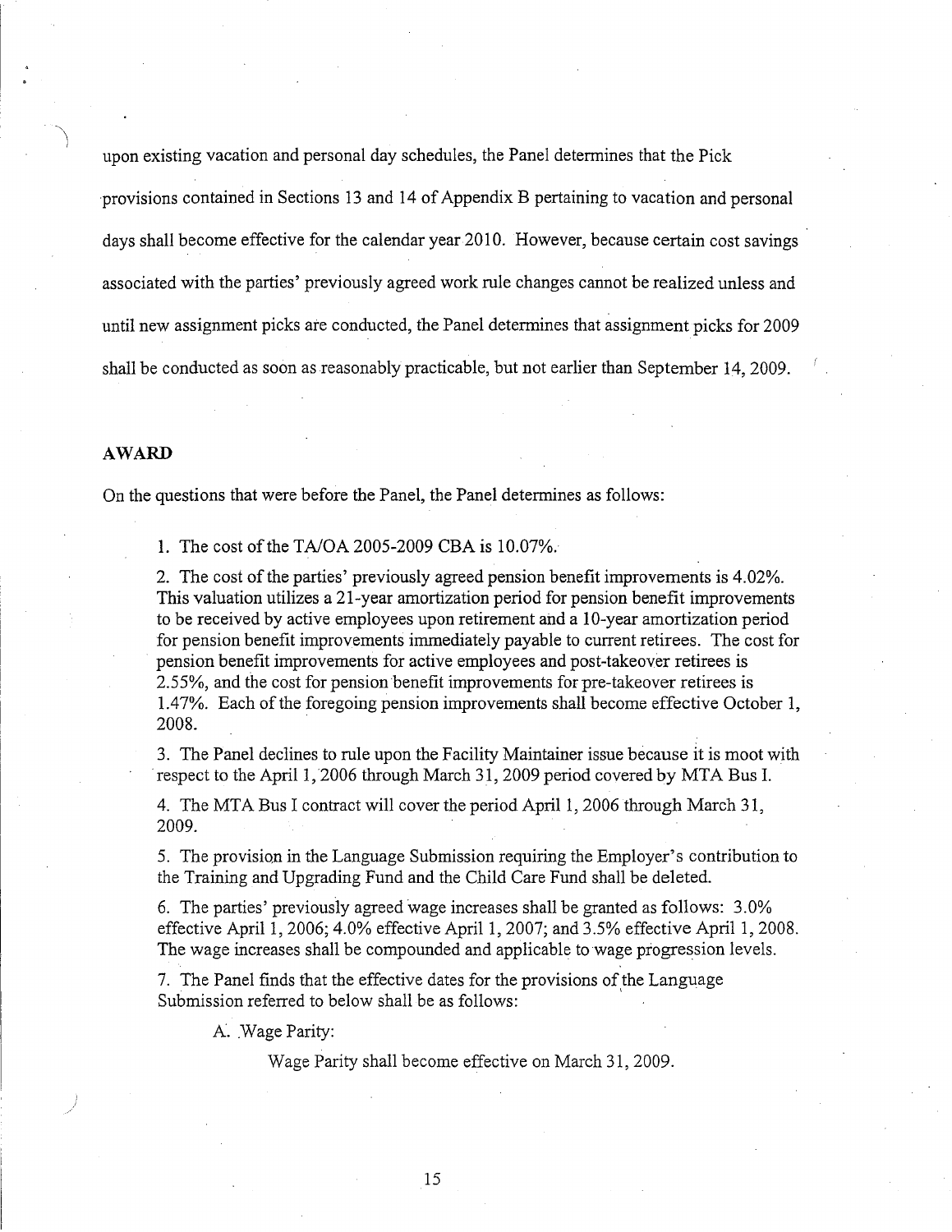upon existing vacation and personal day schedules, the Panel determines that the Pick provisions contained in Sections 13 and 14 of Appendix B pertaining to vacation and personal days shall become effective for the calendar year 2010. However, because certain cost savings associated with the parties' previously agreed work rule changes cannot be realized unless and until new assignment picks are conducted, the Panel determines that assignment picks for 2009 shall be conducted as soon as reasonably practicable, but not earlier than September 14, 2009.

## AWARD

On the questions that were before the Panel, the Panel determines as follows:

1. The cost of the TA/OA 2005-2009 CBA is 10.07%.

2. The cost of the parties' previously agreed pension benefit improvements is 4.02%. This valuation utilizes a 21-year amortization period for pension benefit improvements to be received by active employees upon retirement and a 10-year amortization period for pension benefit improvements immediately payable to current retirees. The cost for pension benefit improvements for active employees and post-takeover retirees is 2.55%, and the cost for pension benefit improvements for pre-takeover retirees is 1.47%. Each of the foregoing pension improvements shall become effective October 1, 2008.

3. The Panel declines to rule upon the Facility Maintainer issue because it is moot with respect to the April 1, 2006 through March 31, 2009 period covered by MTA Bus I.

4. The MTA Bus I contract will cover the period April 1, 2006 through March 31, 2009.

5. The provision in the Language Submission requiring the Employer's contribution to the Training and Upgrading Fund and the Child Care Fund shall be deleted.

6. The parties' previously agreed wage increases shall be granted as follows: 3.0% effective April 1, 2006; 4.0% effective April 1, 2007; and 3.5% effective April 1, 2008. The wage increases shall be compounded and applicable to wage progression levels.

7. The Panel finds that the effective dates for the provisions of the Language Submission referred to below shall be as follows:

   A. Wage Parity:

      Wage Parity shall become effective on March 31, 2009.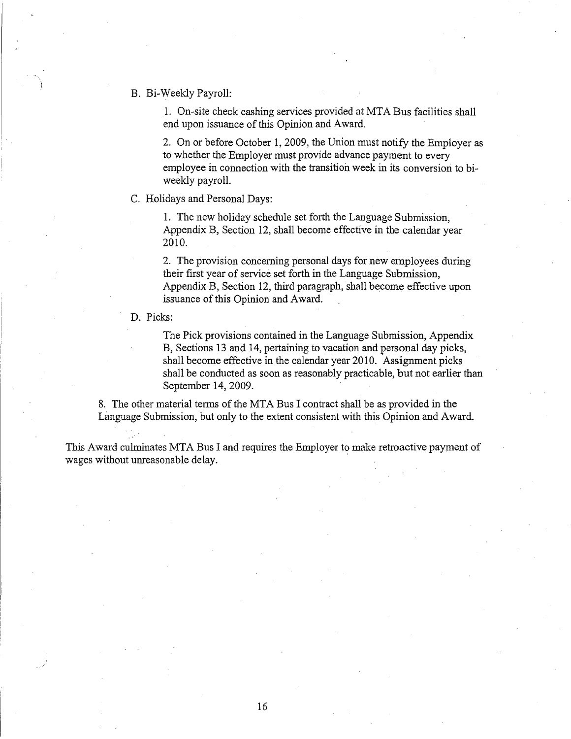B. Bi-Weekly Payroll:

1. On-site check cashing services provided at MTA Bus facilities shall end upon issuance of this Opinion and Award.

2. On or before October 1, 2009, the Union must notify the Employer as to whether the Employer must provide advance payment to every employee in connection with the transition week in its conversion to bi-weekly payroll.

C. Holidays and Personal Days:

1. The new holiday schedule set forth the Language Submission, Appendix B, Section 12, shall become effective in the calendar year 2010.

2. The provision concerning personal days for new employees during their first year of service set forth in the Language Submission, Appendix B, Section 12, third paragraph, shall become effective upon issuance of this Opinion and Award.

D. Picks:

The Pick provisions contained in the Language Submission, Appendix B, Sections 13 and 14, pertaining to vacation and personal day picks, shall become effective in the calendar year 2010. Assignment picks shall be conducted as soon as reasonably practicable, but not earlier than September 14, 2009.

8. The other material terms of the MTA Bus I contract shall be as provided in the Language Submission, but only to the extent consistent with this Opinion and Award.

This Award culminates MTA Bus I and requires the Employer to make retroactive payment of wages without unreasonable delay.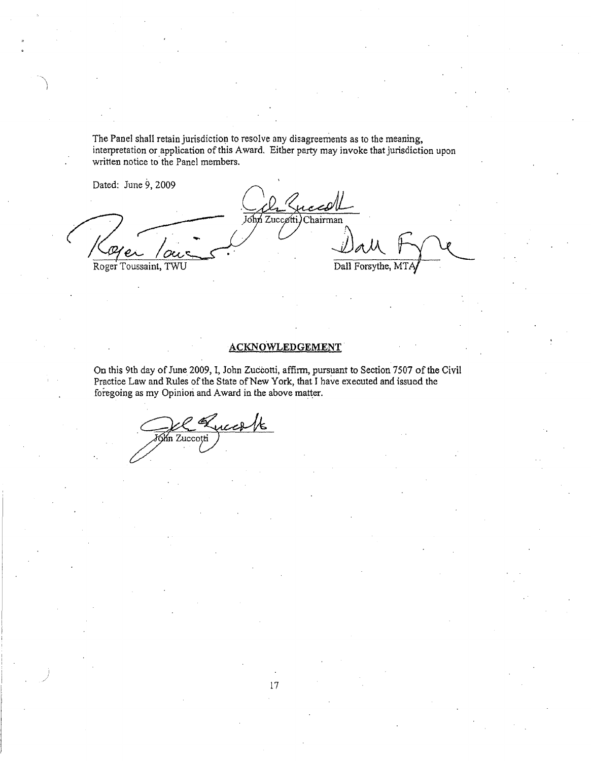The Panel shall retain jurisdiction to resolve any disagreements as to the meaning, interpretation or application of this Award. Either party may invoke that jurisdiction upon written notice to the Panel members.

Dated: June 9, 2009

John Zuccotti, Chairman

Roger Toussaint, TWU

Dall Forsythe, MTA

## ACKNOWLEDGEMENT

On this 9th day of June 2009, I, John Zuccotti, affirm, pursuant to Section 7507 of the Civil Practice Law and Rules of the State of New York, that I have executed and issued the foregoing as my Opinion and Award in the above matter.

John Zuccotti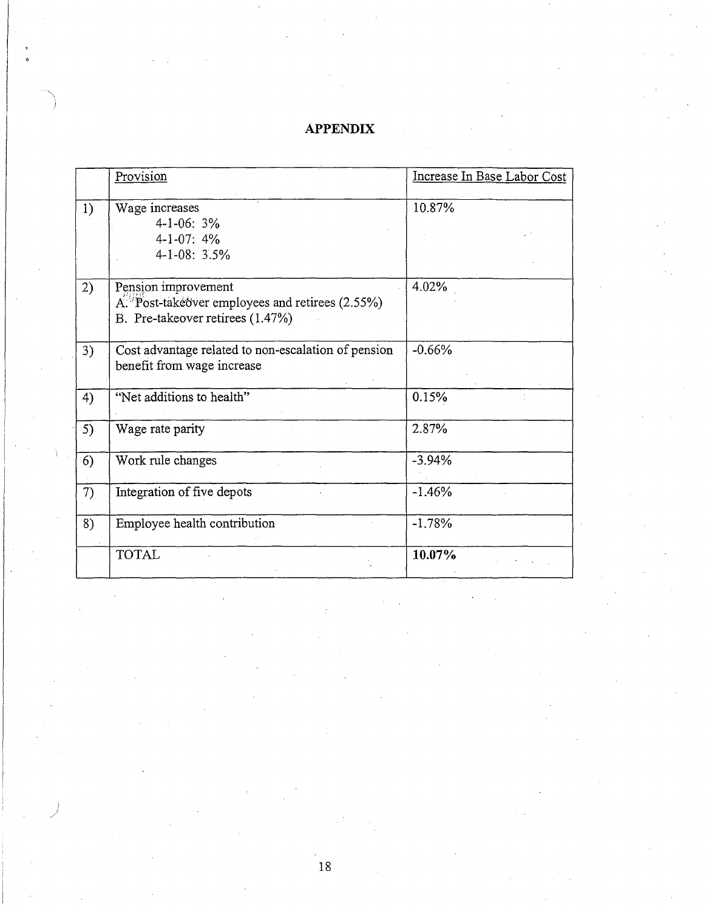# APPENDIX

| | Provision | Increase In Base Labor Cost |
|---|---|---|
| 1) | Wage increases<br>4-1-06: 3%<br>4-1-07: 4%<br>4-1-08: 3.5% | 10.87% |
| 2) | Pension improvement<br>A. Post-takeover employees and retirees (2.55%)<br>B. Pre-takeover retirees (1.47%) | 4.02% |
| 3) | Cost advantage related to non-escalation of pension benefit from wage increase | -0.66% |
| 4) | "Net additions to health" | 0.15% |
| 5) | Wage rate parity | 2.87% |
| 6) | Work rule changes | -3.94% |
| 7) | Integration of five depots | -1.46% |
| 8) | Employee health contribution | -1.78% |
| | TOTAL | **10.07%** |